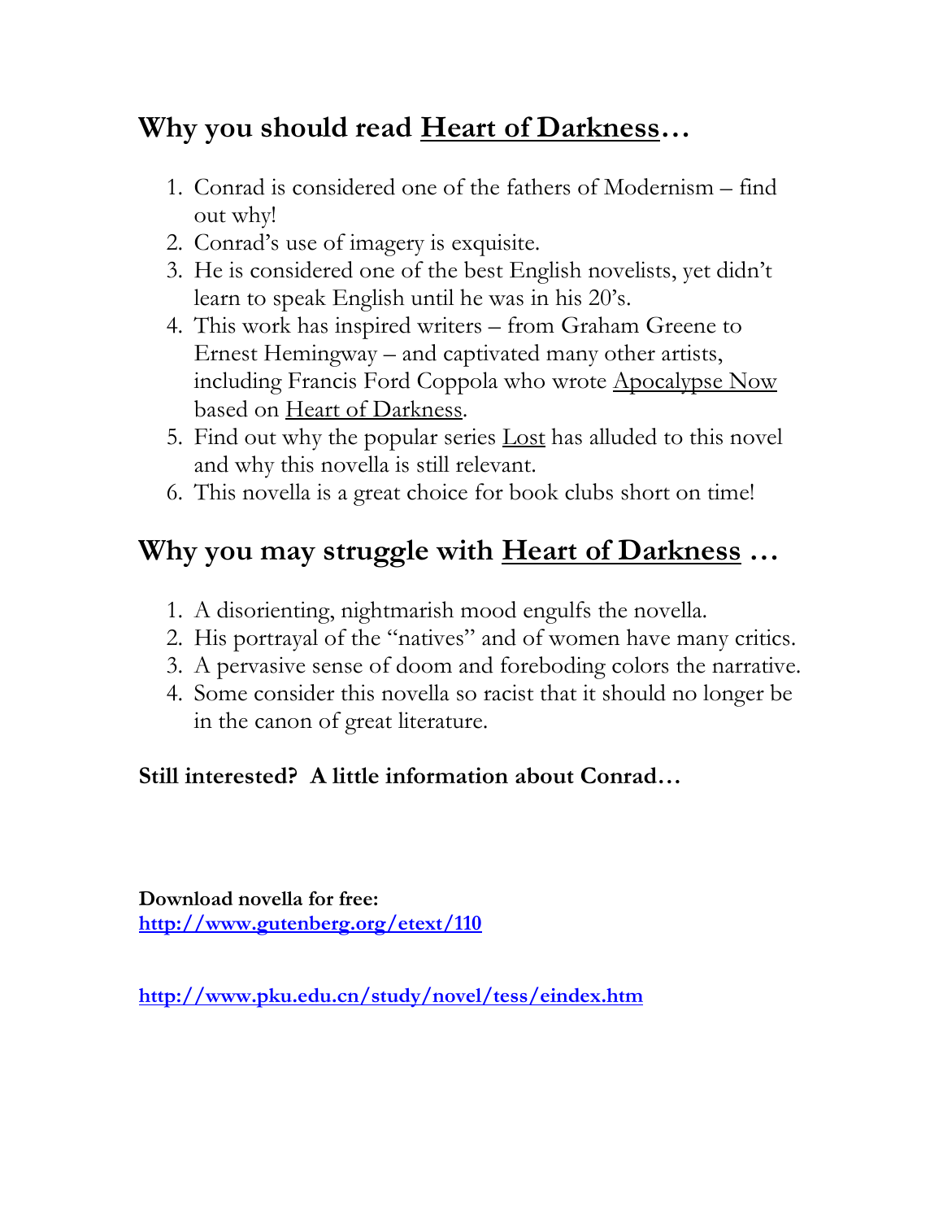## Why you should read <u>Heart of Darkness</u>…

1. Conrad is considered one of the fathers of Modernism – find out why!
2. Conrad's use of imagery is exquisite.
3. He is considered one of the best English novelists, yet didn't learn to speak English until he was in his 20's.
4. This work has inspired writers – from Graham Greene to Ernest Hemingway – and captivated many other artists, including Francis Ford Coppola who wrote <u>Apocalypse Now</u> based on <u>Heart of Darkness</u>.
5. Find out why the popular series <u>Lost</u> has alluded to this novel and why this novella is still relevant.
6. This novella is a great choice for book clubs short on time!

## Why you may struggle with <u>Heart of Darkness</u> …

1. A disorienting, nightmarish mood engulfs the novella.
2. His portrayal of the "natives" and of women have many critics.
3. A pervasive sense of doom and foreboding colors the narrative.
4. Some consider this novella so racist that it should no longer be in the canon of great literature.

**Still interested? A little information about Conrad…**

**Download novella for free:**
**http://www.gutenberg.org/etext/110**

**http://www.pku.edu.cn/study/novel/tess/eindex.htm**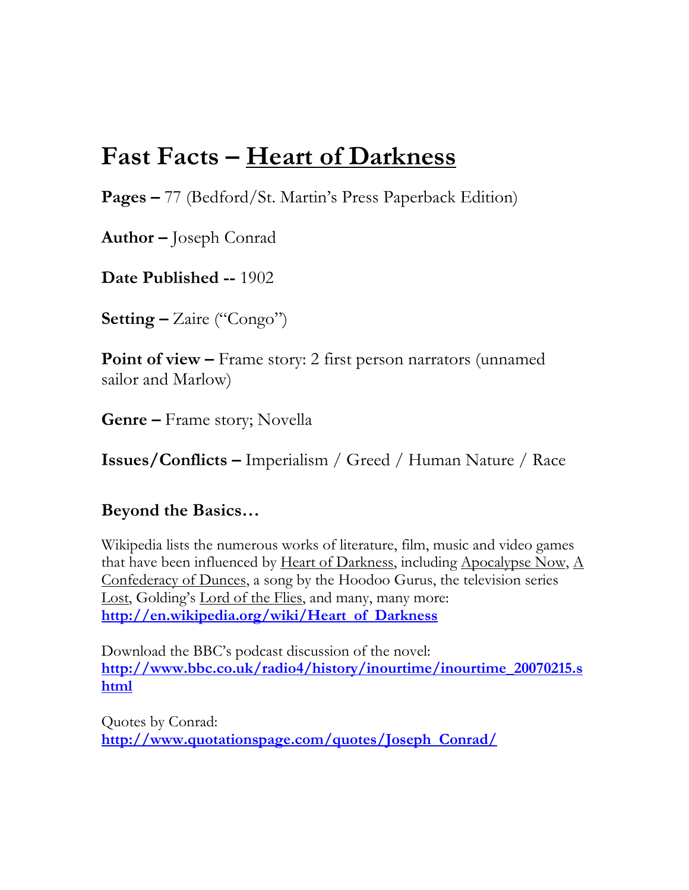# Fast Facts – Heart of Darkness

**Pages –** 77 (Bedford/St. Martin's Press Paperback Edition)

**Author –** Joseph Conrad

**Date Published --** 1902

**Setting –** Zaire ("Congo")

**Point of view –** Frame story: 2 first person narrators (unnamed sailor and Marlow)

**Genre –** Frame story; Novella

**Issues/Conflicts –** Imperialism / Greed / Human Nature / Race

### Beyond the Basics…

Wikipedia lists the numerous works of literature, film, music and video games that have been influenced by Heart of Darkness, including Apocalypse Now, A Confederacy of Dunces, a song by the Hoodoo Gurus, the television series Lost, Golding's Lord of the Flies, and many, many more: **http://en.wikipedia.org/wiki/Heart_of_Darkness**

Download the BBC's podcast discussion of the novel: **http://www.bbc.co.uk/radio4/history/inourtime/inourtime_20070215.shtml**

Quotes by Conrad: **http://www.quotationspage.com/quotes/Joseph_Conrad/**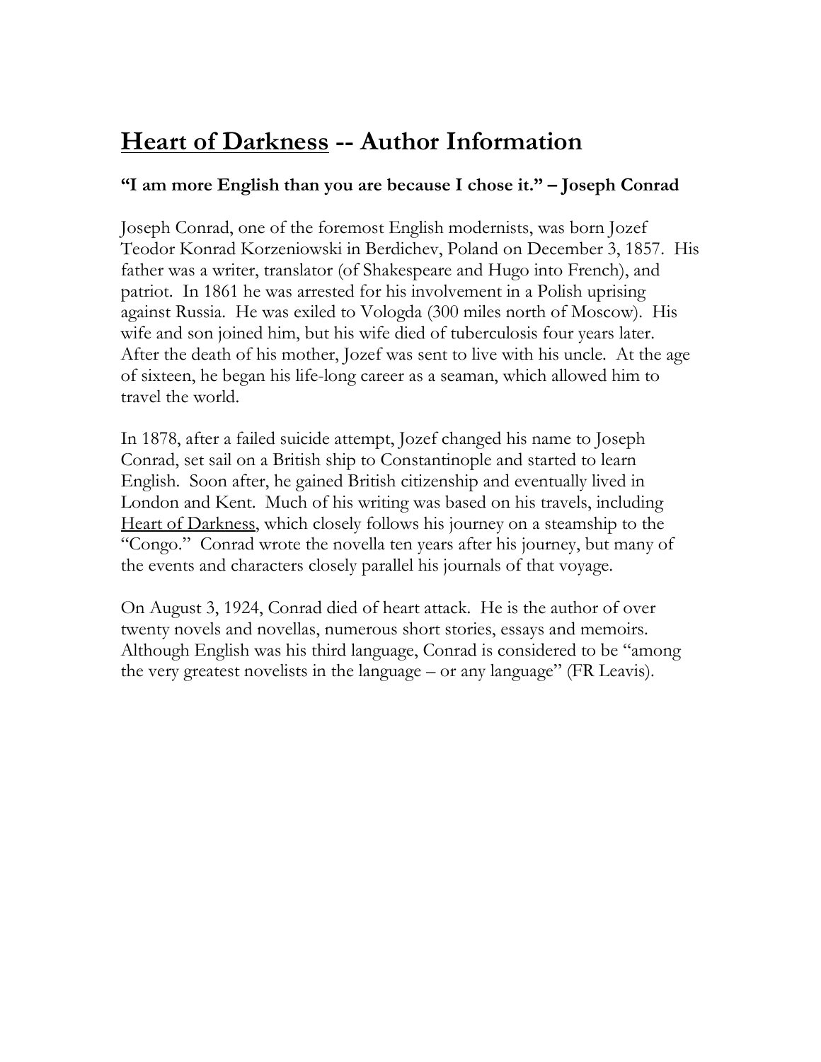# Heart of Darkness -- Author Information

**"I am more English than you are because I chose it." – Joseph Conrad**

Joseph Conrad, one of the foremost English modernists, was born Jozef Teodor Konrad Korzeniowski in Berdichev, Poland on December 3, 1857. His father was a writer, translator (of Shakespeare and Hugo into French), and patriot. In 1861 he was arrested for his involvement in a Polish uprising against Russia. He was exiled to Vologda (300 miles north of Moscow). His wife and son joined him, but his wife died of tuberculosis four years later. After the death of his mother, Jozef was sent to live with his uncle. At the age of sixteen, he began his life-long career as a seaman, which allowed him to travel the world.

In 1878, after a failed suicide attempt, Jozef changed his name to Joseph Conrad, set sail on a British ship to Constantinople and started to learn English. Soon after, he gained British citizenship and eventually lived in London and Kent. Much of his writing was based on his travels, including Heart of Darkness, which closely follows his journey on a steamship to the "Congo." Conrad wrote the novella ten years after his journey, but many of the events and characters closely parallel his journals of that voyage.

On August 3, 1924, Conrad died of heart attack. He is the author of over twenty novels and novellas, numerous short stories, essays and memoirs. Although English was his third language, Conrad is considered to be "among the very greatest novelists in the language – or any language" (FR Leavis).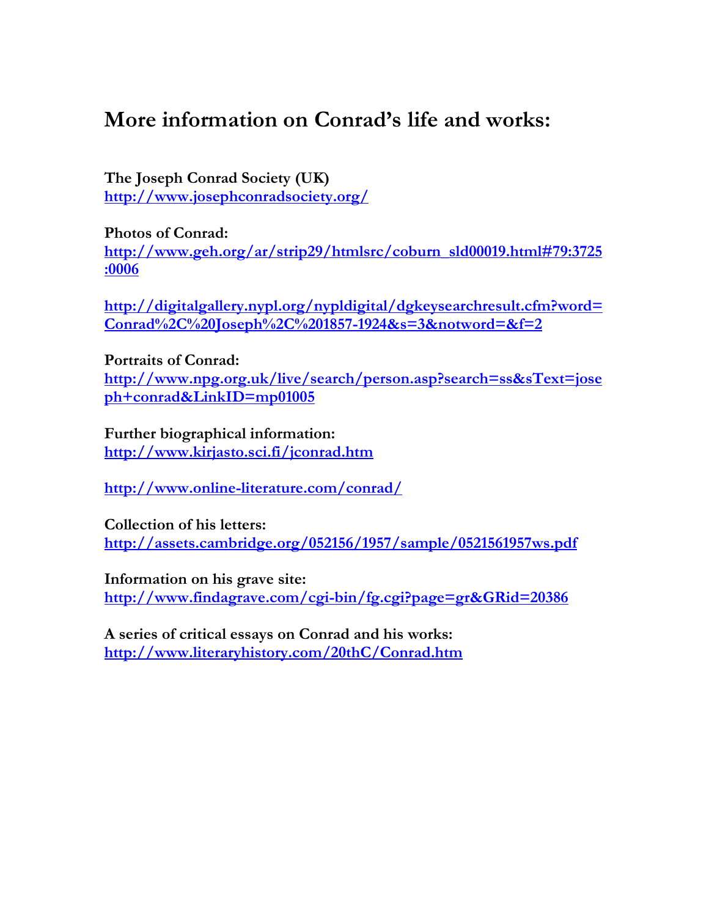## More information on Conrad's life and works:

**The Joseph Conrad Society (UK)**
http://www.josephconradsociety.org/

**Photos of Conrad:**
http://www.geh.org/ar/strip29/htmlsrc/coburn_sld00019.html#79:3725:0006

http://digitalgallery.nypl.org/nypldigital/dgkeysearchresult.cfm?word=Conrad%2C%20Joseph%2C%201857-1924&s=3&notword=&f=2

**Portraits of Conrad:**
http://www.npg.org.uk/live/search/person.asp?search=ss&sText=joseph+conrad&LinkID=mp01005

**Further biographical information:**
http://www.kirjasto.sci.fi/jconrad.htm

http://www.online-literature.com/conrad/

**Collection of his letters:**
http://assets.cambridge.org/052156/1957/sample/0521561957ws.pdf

**Information on his grave site:**
http://www.findagrave.com/cgi-bin/fg.cgi?page=gr&GRid=20386

**A series of critical essays on Conrad and his works:**
http://www.literaryhistory.com/20thC/Conrad.htm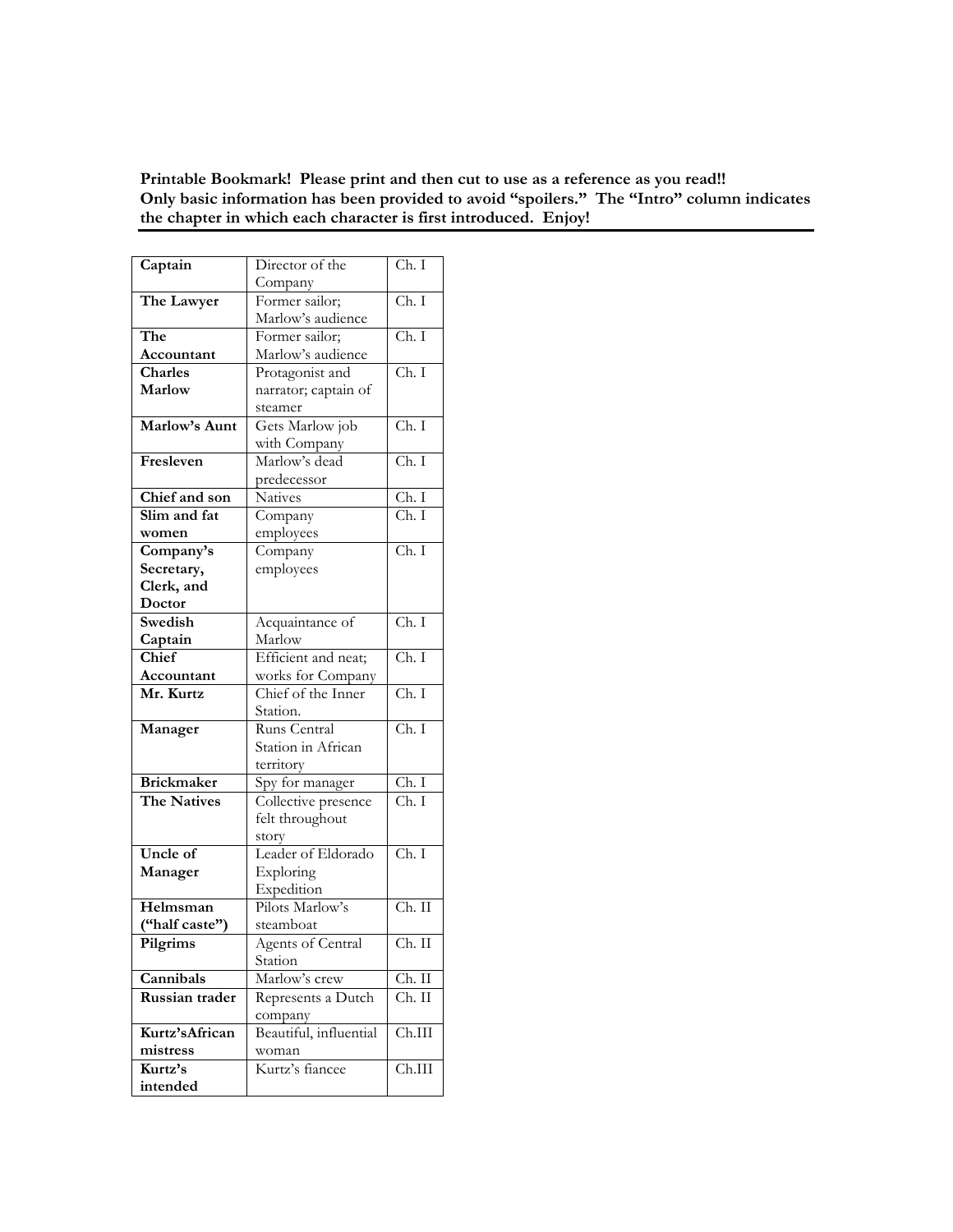**Printable Bookmark! Please print and then cut to use as a reference as you read!!**
**Only basic information has been provided to avoid "spoilers." The "Intro" column indicates the chapter in which each character is first introduced. Enjoy!**

---

| | | |
|---|---|---|
| **Captain** | Director of the Company | Ch. I |
| **The Lawyer** | Former sailor; Marlow's audience | Ch. I |
| **The Accountant** | Former sailor; Marlow's audience | Ch. I |
| **Charles Marlow** | Protagonist and narrator; captain of steamer | Ch. I |
| **Marlow's Aunt** | Gets Marlow job with Company | Ch. I |
| **Fresleven** | Marlow's dead predecessor | Ch. I |
| **Chief and son** | Natives | Ch. I |
| **Slim and fat women** | Company employees | Ch. I |
| **Company's Secretary, Clerk, and Doctor** | Company employees | Ch. I |
| **Swedish Captain** | Acquaintance of Marlow | Ch. I |
| **Chief Accountant** | Efficient and neat; works for Company | Ch. I |
| **Mr. Kurtz** | Chief of the Inner Station. | Ch. I |
| **Manager** | Runs Central Station in African territory | Ch. I |
| **Brickmaker** | Spy for manager | Ch. I |
| **The Natives** | Collective presence felt throughout story | Ch. I |
| **Uncle of Manager** | Leader of Eldorado Exploring Expedition | Ch. I |
| **Helmsman ("half caste")** | Pilots Marlow's steamboat | Ch. II |
| **Pilgrims** | Agents of Central Station | Ch. II |
| **Cannibals** | Marlow's crew | Ch. II |
| **Russian trader** | Represents a Dutch company | Ch. II |
| **Kurtz'sAfrican mistress** | Beautiful, influential woman | Ch.III |
| **Kurtz's intended** | Kurtz's fiancee | Ch.III |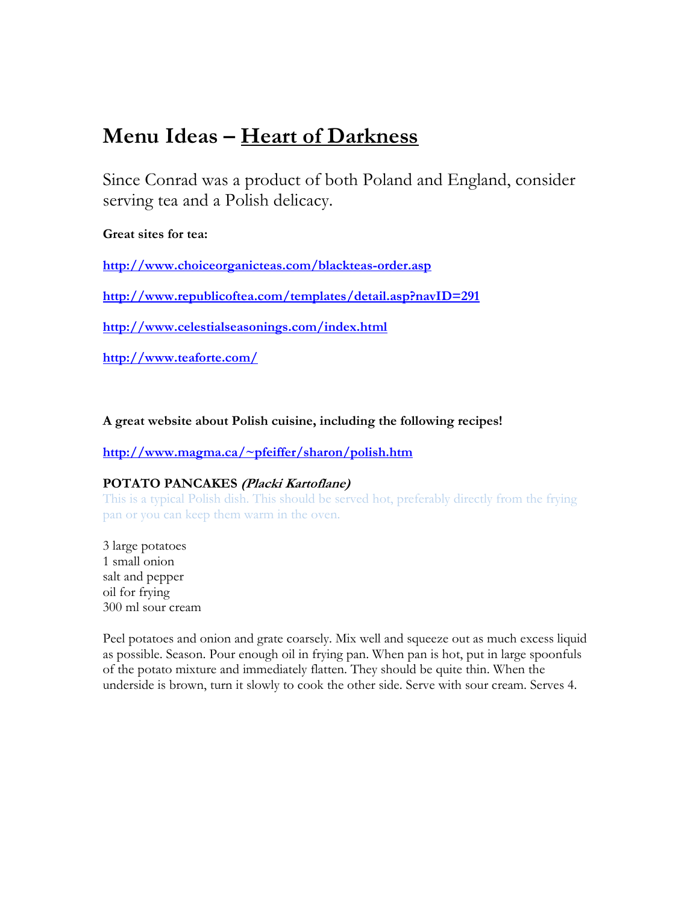# Menu Ideas – Heart of Darkness

Since Conrad was a product of both Poland and England, consider serving tea and a Polish delicacy.

**Great sites for tea:**

**http://www.choiceorganicteas.com/blackteas-order.asp**

**http://www.republicoftea.com/templates/detail.asp?navID=291**

**http://www.celestialseasonings.com/index.html**

**http://www.teaforte.com/**

**A great website about Polish cuisine, including the following recipes!**

**http://www.magma.ca/~pfeiffer/sharon/polish.htm**

**POTATO PANCAKES *(Placki Kartoflane)***

This is a typical Polish dish. This should be served hot, preferably directly from the frying pan or you can keep them warm in the oven.

3 large potatoes
1 small onion
salt and pepper
oil for frying
300 ml sour cream

Peel potatoes and onion and grate coarsely. Mix well and squeeze out as much excess liquid as possible. Season. Pour enough oil in frying pan. When pan is hot, put in large spoonfuls of the potato mixture and immediately flatten. They should be quite thin. When the underside is brown, turn it slowly to cook the other side. Serve with sour cream. Serves 4.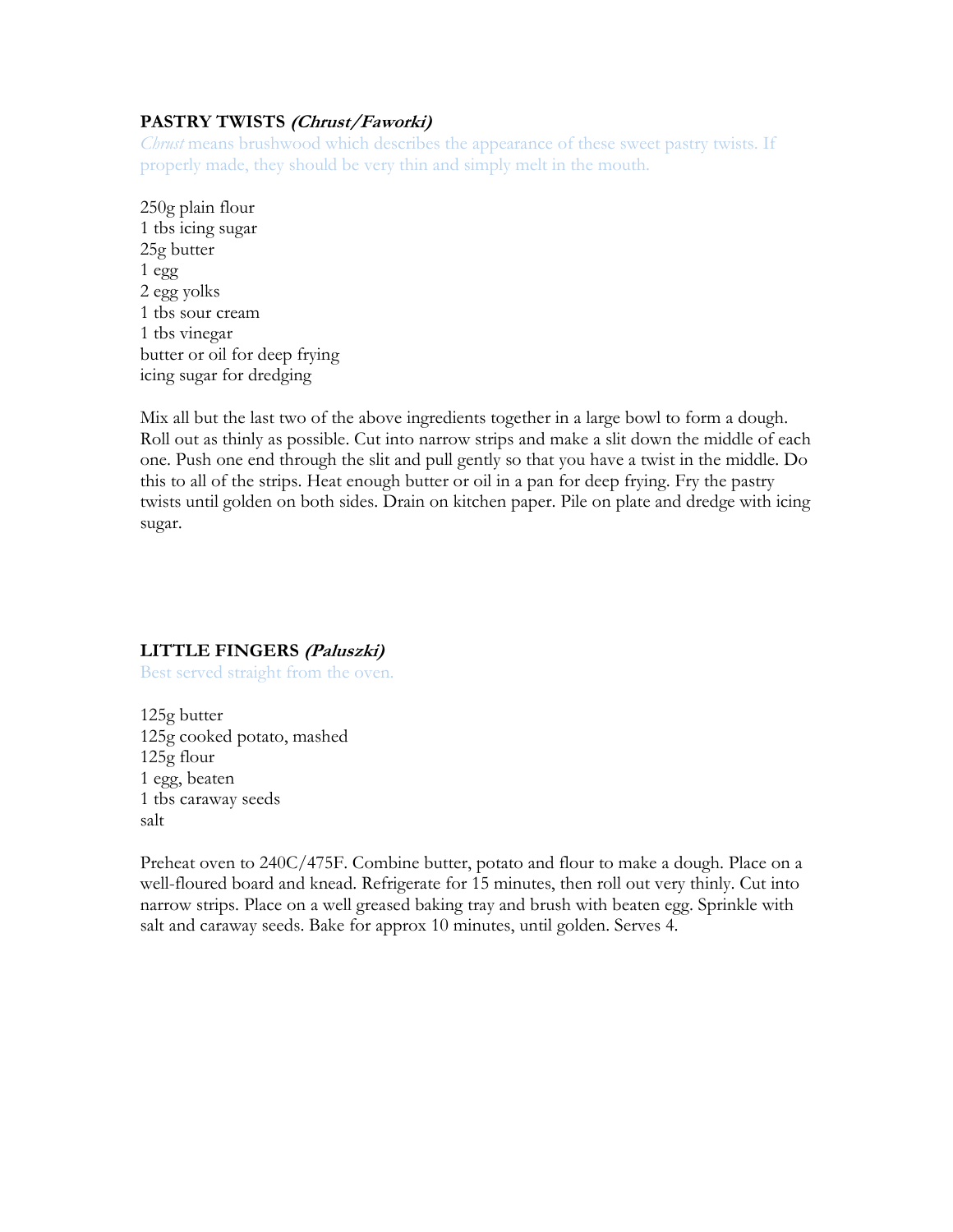## PASTRY TWISTS *(Chrust/Faworki)*

*Chrust* means brushwood which describes the appearance of these sweet pastry twists. If properly made, they should be very thin and simply melt in the mouth.

250g plain flour
1 tbs icing sugar
25g butter
1 egg
2 egg yolks
1 tbs sour cream
1 tbs vinegar
butter or oil for deep frying
icing sugar for dredging

Mix all but the last two of the above ingredients together in a large bowl to form a dough. Roll out as thinly as possible. Cut into narrow strips and make a slit down the middle of each one. Push one end through the slit and pull gently so that you have a twist in the middle. Do this to all of the strips. Heat enough butter or oil in a pan for deep frying. Fry the pastry twists until golden on both sides. Drain on kitchen paper. Pile on plate and dredge with icing sugar.

## LITTLE FINGERS *(Paluszki)*

Best served straight from the oven.

125g butter
125g cooked potato, mashed
125g flour
1 egg, beaten
1 tbs caraway seeds
salt

Preheat oven to 240C/475F. Combine butter, potato and flour to make a dough. Place on a well-floured board and knead. Refrigerate for 15 minutes, then roll out very thinly. Cut into narrow strips. Place on a well greased baking tray and brush with beaten egg. Sprinkle with salt and caraway seeds. Bake for approx 10 minutes, until golden. Serves 4.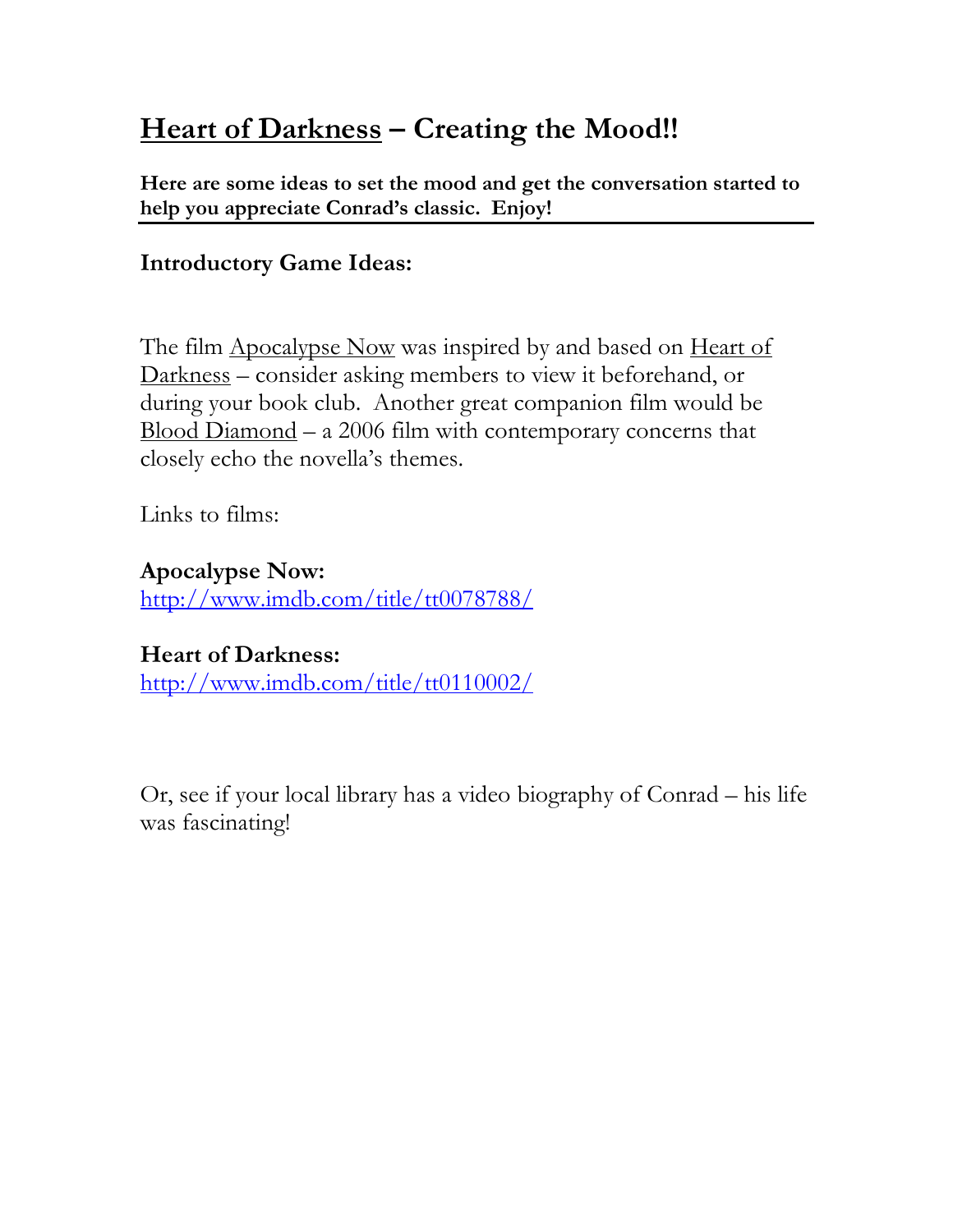# Heart of Darkness – Creating the Mood!!

**Here are some ideas to set the mood and get the conversation started to help you appreciate Conrad's classic. Enjoy!**

---

**Introductory Game Ideas:**

The film Apocalypse Now was inspired by and based on Heart of Darkness – consider asking members to view it beforehand, or during your book club. Another great companion film would be Blood Diamond – a 2006 film with contemporary concerns that closely echo the novella's themes.

Links to films:

**Apocalypse Now:**
http://www.imdb.com/title/tt0078788/

**Heart of Darkness:**
http://www.imdb.com/title/tt0110002/

Or, see if your local library has a video biography of Conrad – his life was fascinating!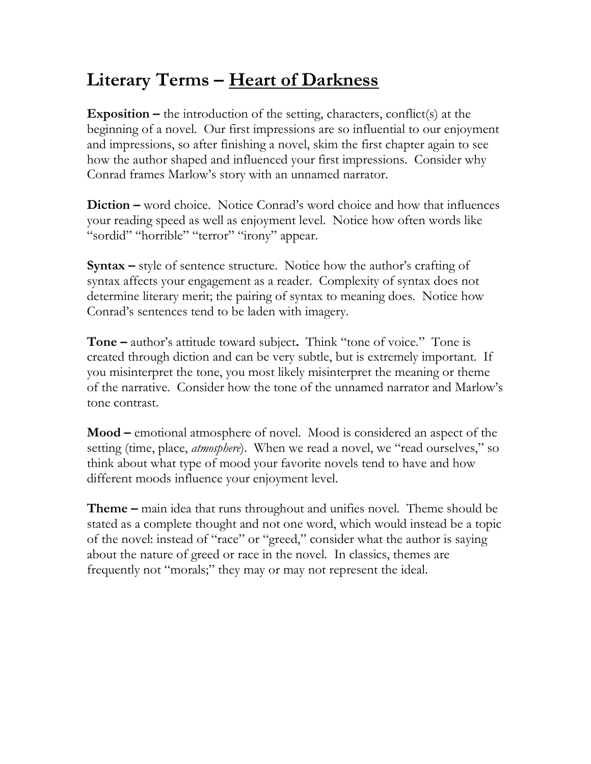# Literary Terms – Heart of Darkness

**Exposition –** the introduction of the setting, characters, conflict(s) at the beginning of a novel. Our first impressions are so influential to our enjoyment and impressions, so after finishing a novel, skim the first chapter again to see how the author shaped and influenced your first impressions. Consider why Conrad frames Marlow's story with an unnamed narrator.

**Diction –** word choice. Notice Conrad's word choice and how that influences your reading speed as well as enjoyment level. Notice how often words like "sordid" "horrible" "terror" "irony" appear.

**Syntax –** style of sentence structure. Notice how the author's crafting of syntax affects your engagement as a reader. Complexity of syntax does not determine literary merit; the pairing of syntax to meaning does. Notice how Conrad's sentences tend to be laden with imagery.

**Tone –** author's attitude toward subject**.** Think "tone of voice." Tone is created through diction and can be very subtle, but is extremely important. If you misinterpret the tone, you most likely misinterpret the meaning or theme of the narrative. Consider how the tone of the unnamed narrator and Marlow's tone contrast.

**Mood –** emotional atmosphere of novel. Mood is considered an aspect of the setting (time, place, *atmosphere*). When we read a novel, we "read ourselves," so think about what type of mood your favorite novels tend to have and how different moods influence your enjoyment level.

**Theme –** main idea that runs throughout and unifies novel. Theme should be stated as a complete thought and not one word, which would instead be a topic of the novel: instead of "race" or "greed," consider what the author is saying about the nature of greed or race in the novel. In classics, themes are frequently not "morals;" they may or may not represent the ideal.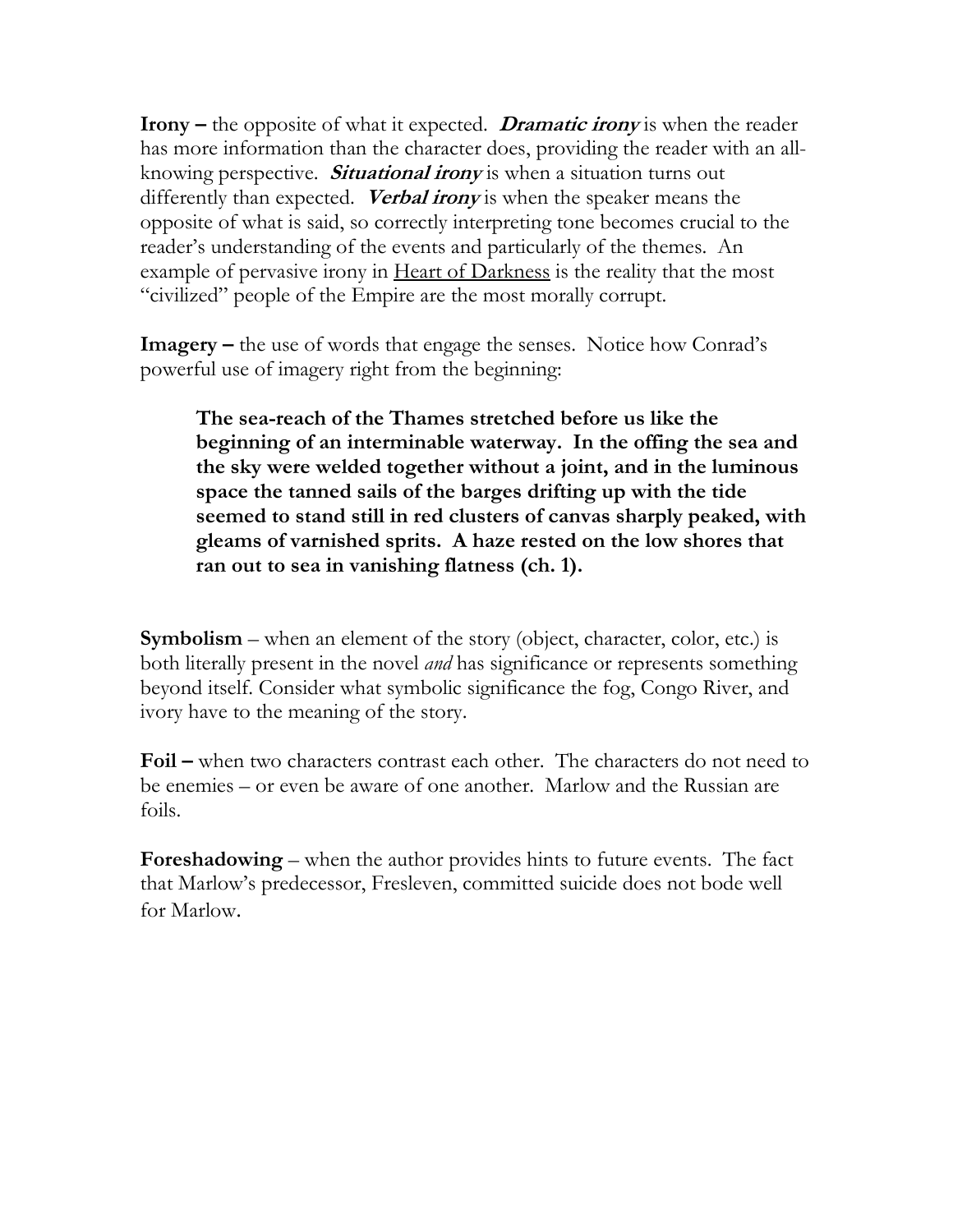**Irony –** the opposite of what it expected. ***Dramatic irony*** is when the reader has more information than the character does, providing the reader with an all-knowing perspective. ***Situational irony*** is when a situation turns out differently than expected. ***Verbal irony*** is when the speaker means the opposite of what is said, so correctly interpreting tone becomes crucial to the reader's understanding of the events and particularly of the themes. An example of pervasive irony in <u>Heart of Darkness</u> is the reality that the most "civilized" people of the Empire are the most morally corrupt.

**Imagery –** the use of words that engage the senses. Notice how Conrad's powerful use of imagery right from the beginning:

> **The sea-reach of the Thames stretched before us like the beginning of an interminable waterway. In the offing the sea and the sky were welded together without a joint, and in the luminous space the tanned sails of the barges drifting up with the tide seemed to stand still in red clusters of canvas sharply peaked, with gleams of varnished sprits. A haze rested on the low shores that ran out to sea in vanishing flatness (ch. 1).**

**Symbolism** – when an element of the story (object, character, color, etc.) is both literally present in the novel *and* has significance or represents something beyond itself. Consider what symbolic significance the fog, Congo River, and ivory have to the meaning of the story.

**Foil –** when two characters contrast each other. The characters do not need to be enemies – or even be aware of one another. Marlow and the Russian are foils.

**Foreshadowing** – when the author provides hints to future events. The fact that Marlow's predecessor, Fresleven, committed suicide does not bode well for Marlow.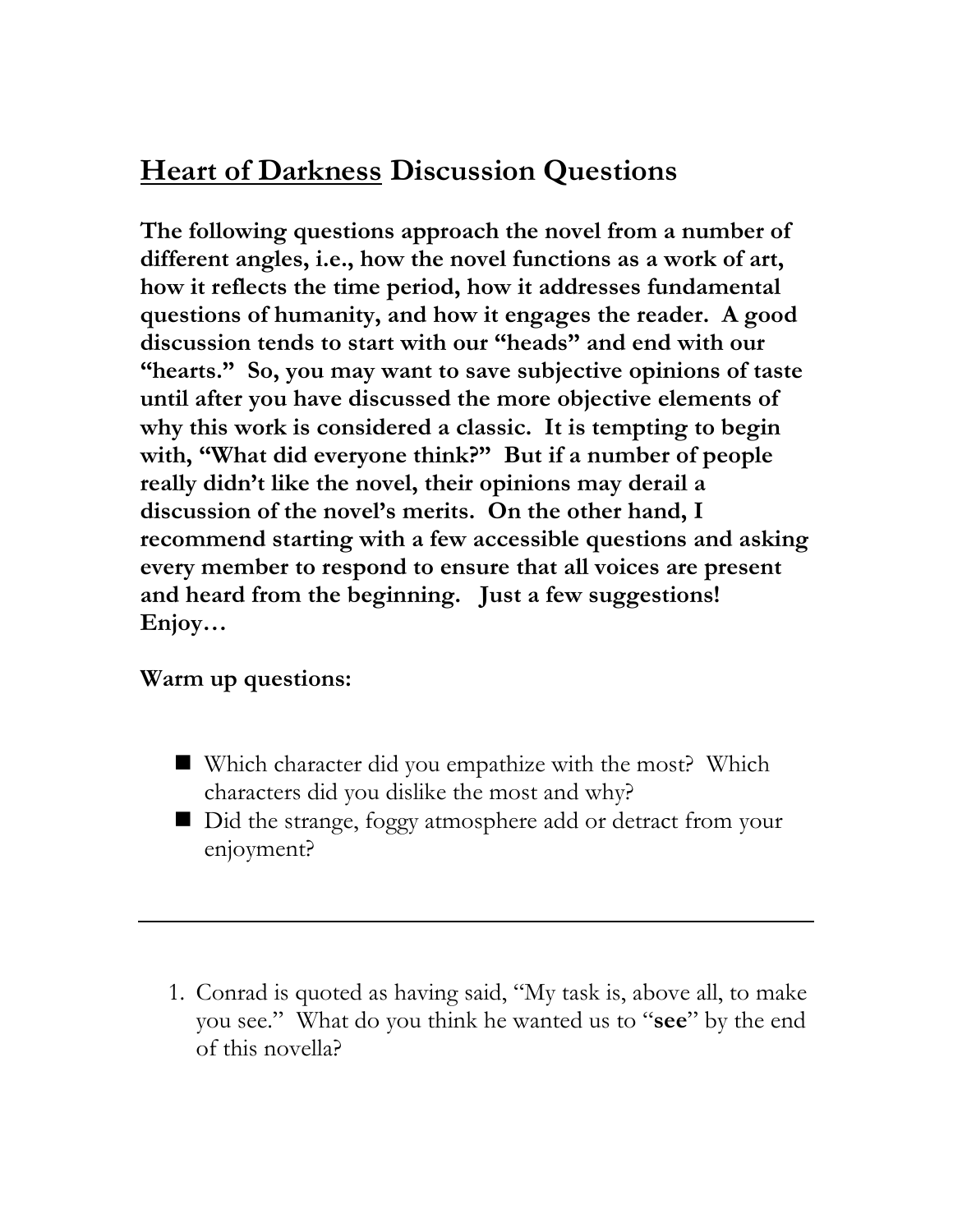# <u>Heart of Darkness</u> Discussion Questions

**The following questions approach the novel from a number of different angles, i.e., how the novel functions as a work of art, how it reflects the time period, how it addresses fundamental questions of humanity, and how it engages the reader. A good discussion tends to start with our "heads" and end with our "hearts." So, you may want to save subjective opinions of taste until after you have discussed the more objective elements of why this work is considered a classic. It is tempting to begin with, "What did everyone think?" But if a number of people really didn't like the novel, their opinions may derail a discussion of the novel's merits. On the other hand, I recommend starting with a few accessible questions and asking every member to respond to ensure that all voices are present and heard from the beginning. Just a few suggestions! Enjoy…**

**Warm up questions:**

- Which character did you empathize with the most? Which characters did you dislike the most and why?
- Did the strange, foggy atmosphere add or detract from your enjoyment?

---

1. Conrad is quoted as having said, "My task is, above all, to make you see." What do you think he wanted us to "**see**" by the end of this novella?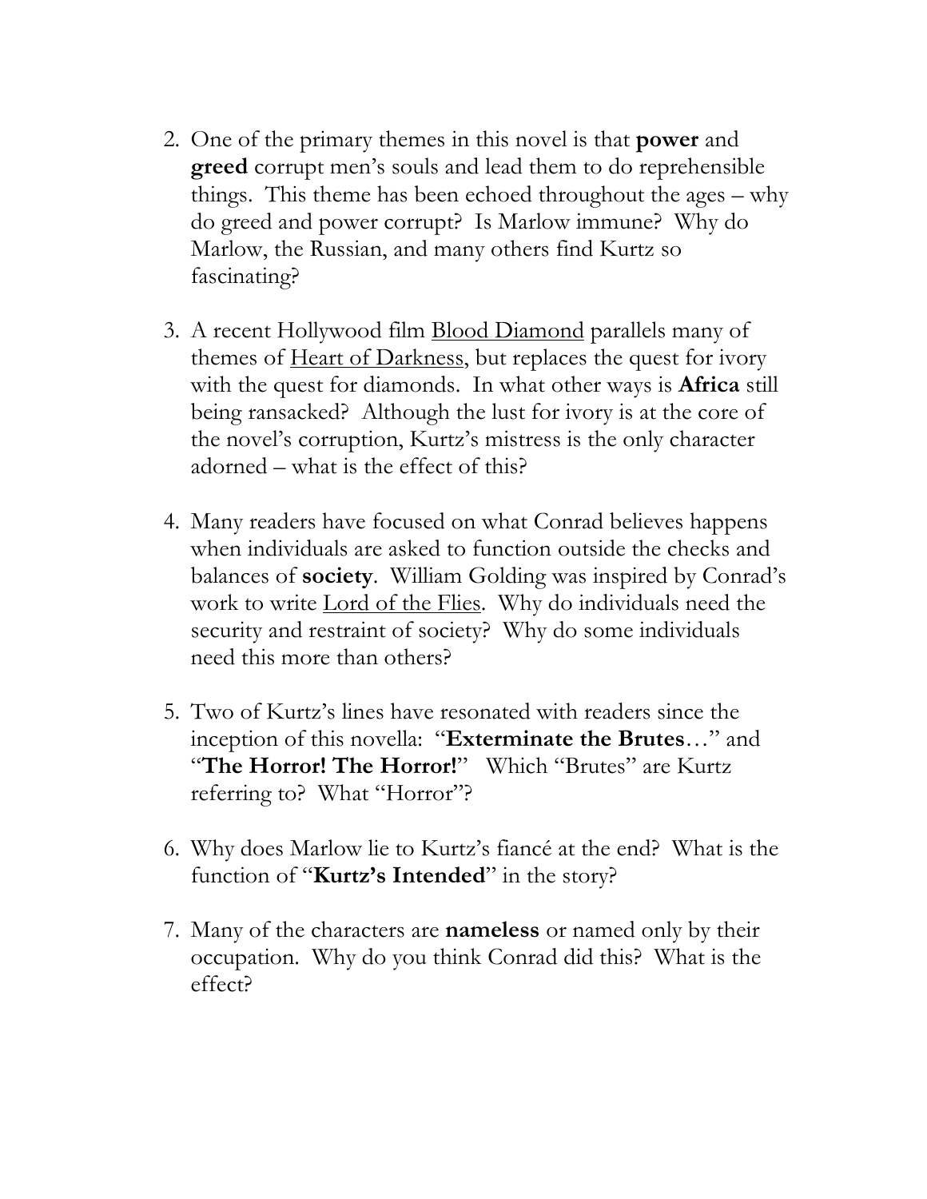2. One of the primary themes in this novel is that **power** and **greed** corrupt men's souls and lead them to do reprehensible things. This theme has been echoed throughout the ages – why do greed and power corrupt? Is Marlow immune? Why do Marlow, the Russian, and many others find Kurtz so fascinating?

3. A recent Hollywood film <u>Blood Diamond</u> parallels many of themes of <u>Heart of Darkness</u>, but replaces the quest for ivory with the quest for diamonds. In what other ways is **Africa** still being ransacked? Although the lust for ivory is at the core of the novel's corruption, Kurtz's mistress is the only character adorned – what is the effect of this?

4. Many readers have focused on what Conrad believes happens when individuals are asked to function outside the checks and balances of **society**. William Golding was inspired by Conrad's work to write <u>Lord of the Flies</u>. Why do individuals need the security and restraint of society? Why do some individuals need this more than others?

5. Two of Kurtz's lines have resonated with readers since the inception of this novella: "**Exterminate the Brutes**…" and "**The Horror! The Horror!**" Which "Brutes" are Kurtz referring to? What "Horror"?

6. Why does Marlow lie to Kurtz's fiancé at the end? What is the function of "**Kurtz's Intended**" in the story?

7. Many of the characters are **nameless** or named only by their occupation. Why do you think Conrad did this? What is the effect?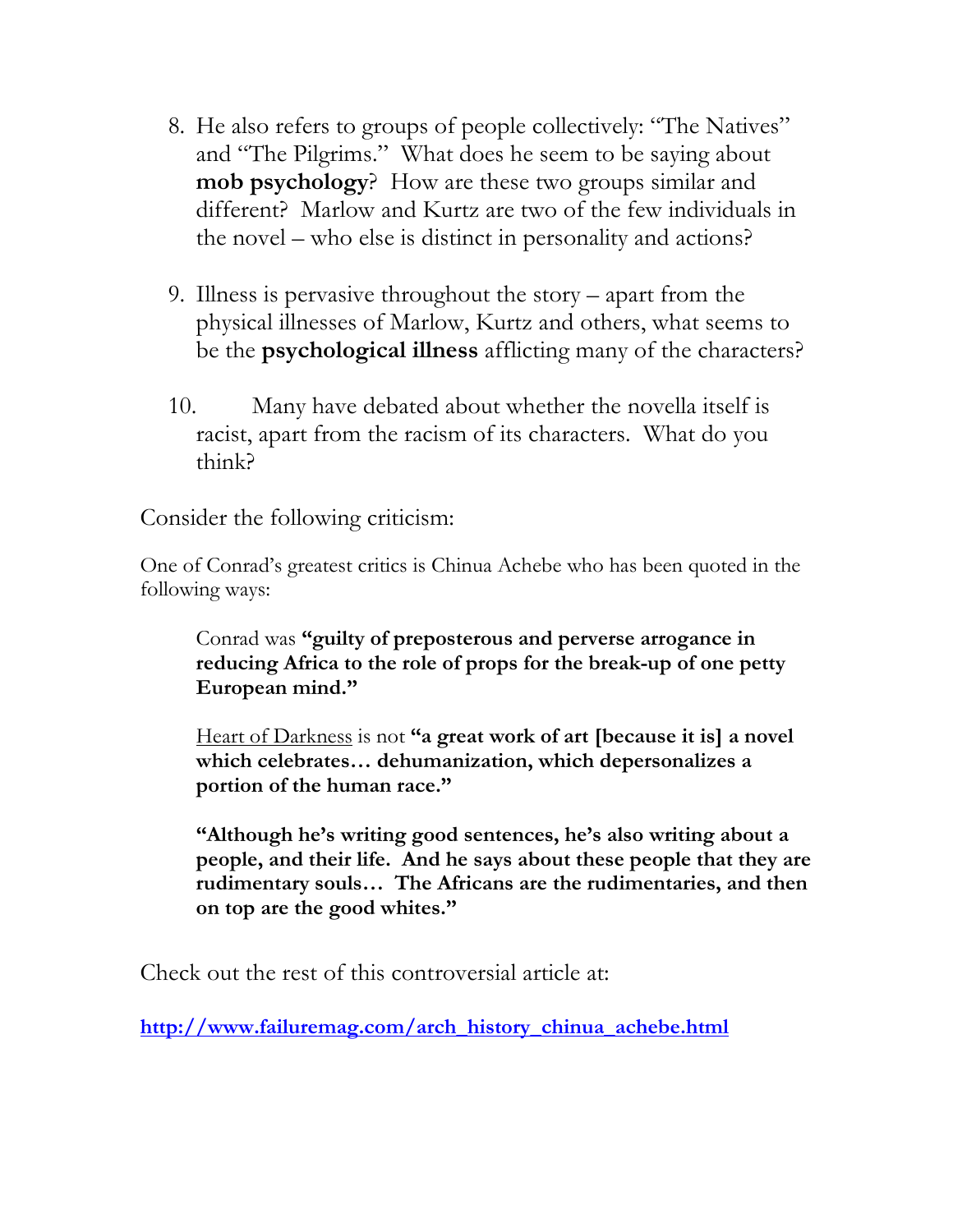8. He also refers to groups of people collectively: "The Natives" and "The Pilgrims." What does he seem to be saying about **mob psychology**? How are these two groups similar and different? Marlow and Kurtz are two of the few individuals in the novel – who else is distinct in personality and actions?

9. Illness is pervasive throughout the story – apart from the physical illnesses of Marlow, Kurtz and others, what seems to be the **psychological illness** afflicting many of the characters?

10. Many have debated about whether the novella itself is racist, apart from the racism of its characters. What do you think?

Consider the following criticism:

One of Conrad's greatest critics is Chinua Achebe who has been quoted in the following ways:

> Conrad was **"guilty of preposterous and perverse arrogance in reducing Africa to the role of props for the break-up of one petty European mind."**
>
> Heart of Darkness is not **"a great work of art [because it is] a novel which celebrates… dehumanization, which depersonalizes a portion of the human race."**
>
> **"Although he's writing good sentences, he's also writing about a people, and their life. And he says about these people that they are rudimentary souls… The Africans are the rudimentaries, and then on top are the good whites."**

Check out the rest of this controversial article at:

**http://www.failuremag.com/arch_history_chinua_achebe.html**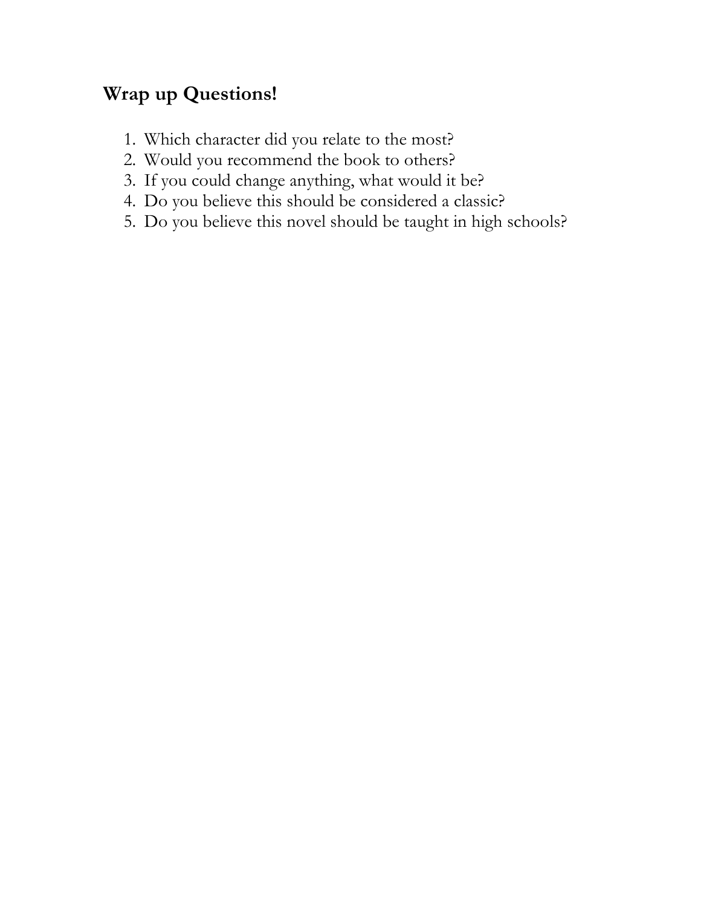## Wrap up Questions!

1. Which character did you relate to the most?
2. Would you recommend the book to others?
3. If you could change anything, what would it be?
4. Do you believe this should be considered a classic?
5. Do you believe this novel should be taught in high schools?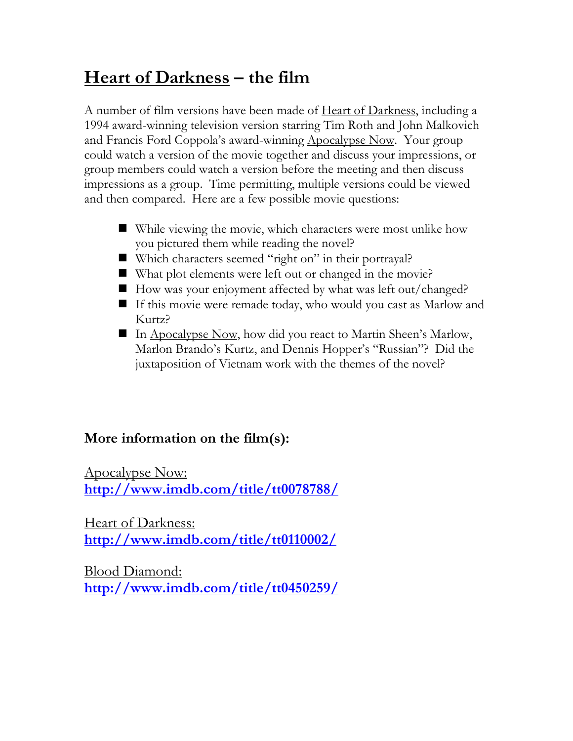# Heart of Darkness – the film

A number of film versions have been made of Heart of Darkness, including a 1994 award-winning television version starring Tim Roth and John Malkovich and Francis Ford Coppola's award-winning Apocalypse Now. Your group could watch a version of the movie together and discuss your impressions, or group members could watch a version before the meeting and then discuss impressions as a group. Time permitting, multiple versions could be viewed and then compared. Here are a few possible movie questions:

- While viewing the movie, which characters were most unlike how you pictured them while reading the novel?
- Which characters seemed "right on" in their portrayal?
- What plot elements were left out or changed in the movie?
- How was your enjoyment affected by what was left out/changed?
- If this movie were remade today, who would you cast as Marlow and Kurtz?
- In Apocalypse Now, how did you react to Martin Sheen's Marlow, Marlon Brando's Kurtz, and Dennis Hopper's "Russian"? Did the juxtaposition of Vietnam work with the themes of the novel?

### More information on the film(s):

Apocalypse Now:
**http://www.imdb.com/title/tt0078788/**

Heart of Darkness:
**http://www.imdb.com/title/tt0110002/**

Blood Diamond:
**http://www.imdb.com/title/tt0450259/**